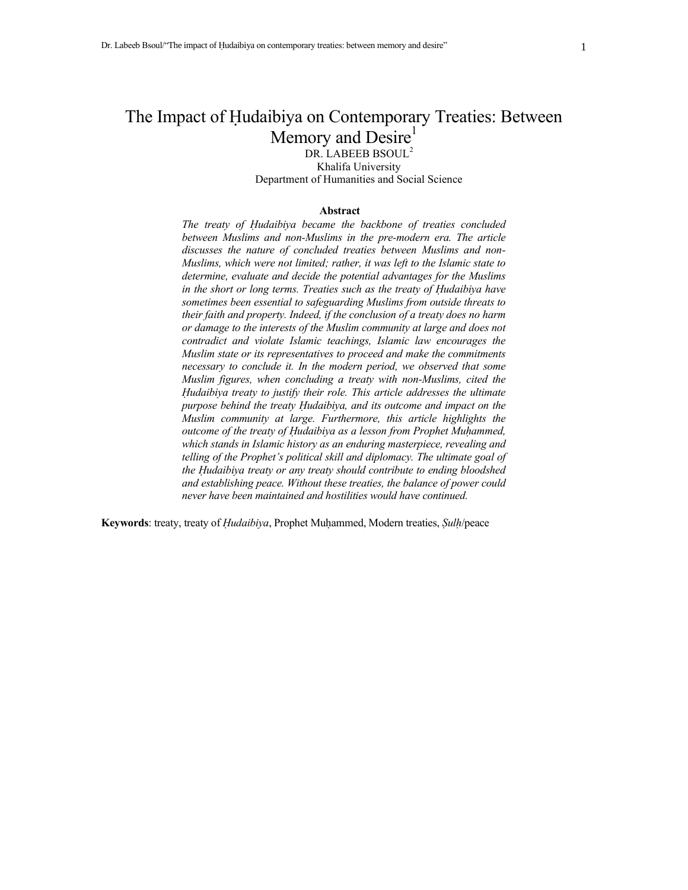# The Impact of Ḥudaibiya on Contemporary Treaties: Between Memory and Desire[1]

DR. LABEEB BSOUL[2]
Khalifa University
Department of Humanities and Social Science

**Abstract**

*The treaty of Ḥudaibiya became the backbone of treaties concluded between Muslims and non-Muslims in the pre-modern era. The article discusses the nature of concluded treaties between Muslims and non-Muslims, which were not limited; rather, it was left to the Islamic state to determine, evaluate and decide the potential advantages for the Muslims in the short or long terms. Treaties such as the treaty of Ḥudaibiya have sometimes been essential to safeguarding Muslims from outside threats to their faith and property. Indeed, if the conclusion of a treaty does no harm or damage to the interests of the Muslim community at large and does not contradict and violate Islamic teachings, Islamic law encourages the Muslim state or its representatives to proceed and make the commitments necessary to conclude it. In the modern period, we observed that some Muslim figures, when concluding a treaty with non-Muslims, cited the Ḥudaibiya treaty to justify their role. This article addresses the ultimate purpose behind the treaty Ḥudaibiya, and its outcome and impact on the Muslim community at large. Furthermore, this article highlights the outcome of the treaty of Ḥudaibiya as a lesson from Prophet Muḥammed, which stands in Islamic history as an enduring masterpiece, revealing and telling of the Prophet's political skill and diplomacy. The ultimate goal of the Ḥudaibiya treaty or any treaty should contribute to ending bloodshed and establishing peace. Without these treaties, the balance of power could never have been maintained and hostilities would have continued.*

**Keywords**: treaty, treaty of *Ḥudaibiya*, Prophet Muḥammed, Modern treaties, *Ṣulḥ*/peace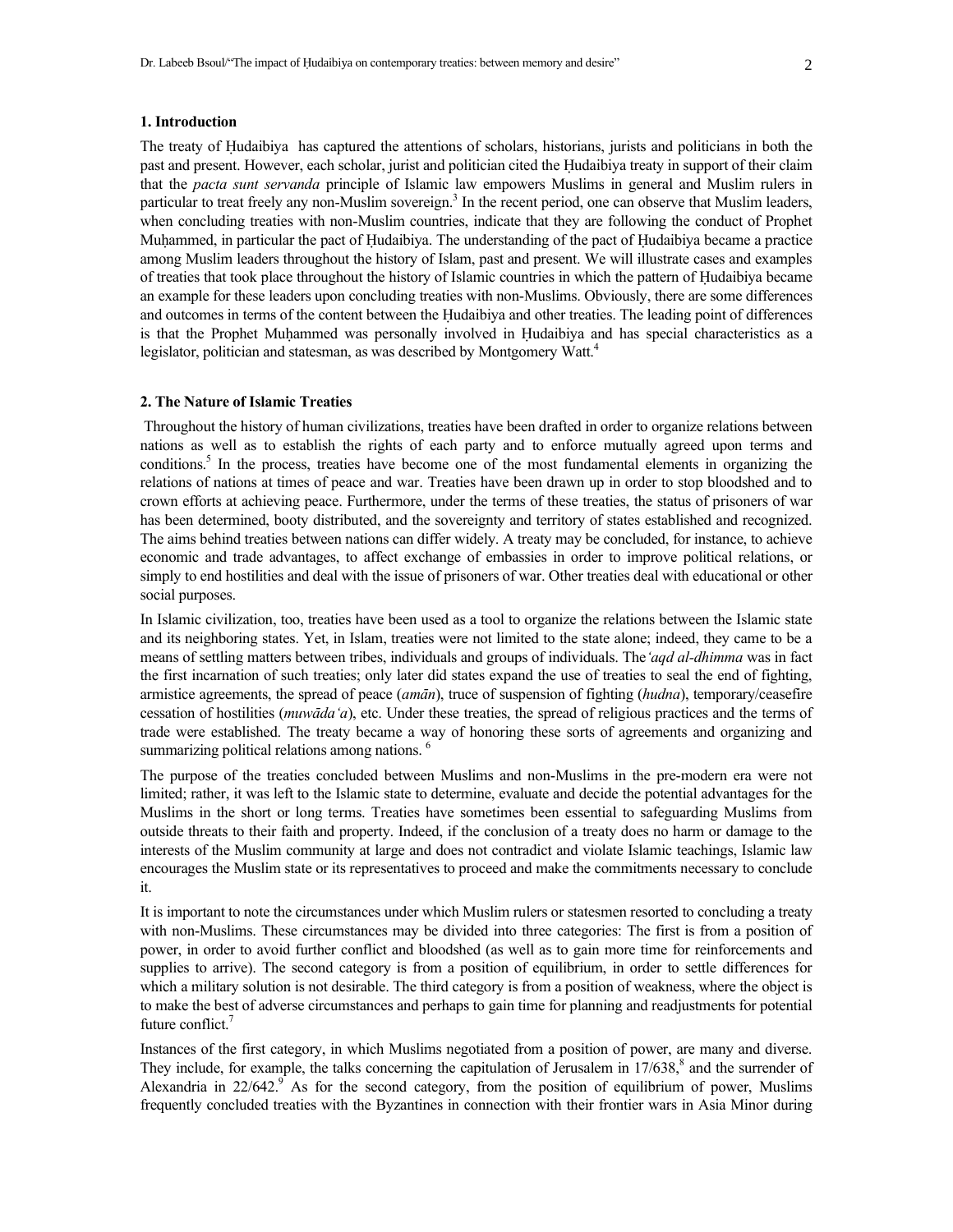## 1. Introduction

The treaty of Ḥudaibiya has captured the attentions of scholars, historians, jurists and politicians in both the past and present. However, each scholar, jurist and politician cited the Ḥudaibiya treaty in support of their claim that the *pacta sunt servanda* principle of Islamic law empowers Muslims in general and Muslim rulers in particular to treat freely any non-Muslim sovereign.[3] In the recent period, one can observe that Muslim leaders, when concluding treaties with non-Muslim countries, indicate that they are following the conduct of Prophet Muḥammed, in particular the pact of Ḥudaibiya. The understanding of the pact of Ḥudaibiya became a practice among Muslim leaders throughout the history of Islam, past and present. We will illustrate cases and examples of treaties that took place throughout the history of Islamic countries in which the pattern of Ḥudaibiya became an example for these leaders upon concluding treaties with non-Muslims. Obviously, there are some differences and outcomes in terms of the content between the Ḥudaibiya and other treaties. The leading point of differences is that the Prophet Muḥammed was personally involved in Ḥudaibiya and has special characteristics as a legislator, politician and statesman, as was described by Montgomery Watt.[4]

## 2. The Nature of Islamic Treaties

Throughout the history of human civilizations, treaties have been drafted in order to organize relations between nations as well as to establish the rights of each party and to enforce mutually agreed upon terms and conditions.[5] In the process, treaties have become one of the most fundamental elements in organizing the relations of nations at times of peace and war. Treaties have been drawn up in order to stop bloodshed and to crown efforts at achieving peace. Furthermore, under the terms of these treaties, the status of prisoners of war has been determined, booty distributed, and the sovereignty and territory of states established and recognized. The aims behind treaties between nations can differ widely. A treaty may be concluded, for instance, to achieve economic and trade advantages, to affect exchange of embassies in order to improve political relations, or simply to end hostilities and deal with the issue of prisoners of war. Other treaties deal with educational or other social purposes.

In Islamic civilization, too, treaties have been used as a tool to organize the relations between the Islamic state and its neighboring states. Yet, in Islam, treaties were not limited to the state alone; indeed, they came to be a means of settling matters between tribes, individuals and groups of individuals. The *ʻaqd al-dhimma* was in fact the first incarnation of such treaties; only later did states expand the use of treaties to seal the end of fighting, armistice agreements, the spread of peace (*amān*), truce of suspension of fighting (*hudna*), temporary/ceasefire cessation of hostilities (*muwādaʻa*), etc. Under these treaties, the spread of religious practices and the terms of trade were established. The treaty became a way of honoring these sorts of agreements and organizing and summarizing political relations among nations.[6]

The purpose of the treaties concluded between Muslims and non-Muslims in the pre-modern era were not limited; rather, it was left to the Islamic state to determine, evaluate and decide the potential advantages for the Muslims in the short or long terms. Treaties have sometimes been essential to safeguarding Muslims from outside threats to their faith and property. Indeed, if the conclusion of a treaty does no harm or damage to the interests of the Muslim community at large and does not contradict and violate Islamic teachings, Islamic law encourages the Muslim state or its representatives to proceed and make the commitments necessary to conclude it.

It is important to note the circumstances under which Muslim rulers or statesmen resorted to concluding a treaty with non-Muslims. These circumstances may be divided into three categories: The first is from a position of power, in order to avoid further conflict and bloodshed (as well as to gain more time for reinforcements and supplies to arrive). The second category is from a position of equilibrium, in order to settle differences for which a military solution is not desirable. The third category is from a position of weakness, where the object is to make the best of adverse circumstances and perhaps to gain time for planning and readjustments for potential future conflict.[7]

Instances of the first category, in which Muslims negotiated from a position of power, are many and diverse. They include, for example, the talks concerning the capitulation of Jerusalem in 17/638,[8] and the surrender of Alexandria in 22/642.[9] As for the second category, from the position of equilibrium of power, Muslims frequently concluded treaties with the Byzantines in connection with their frontier wars in Asia Minor during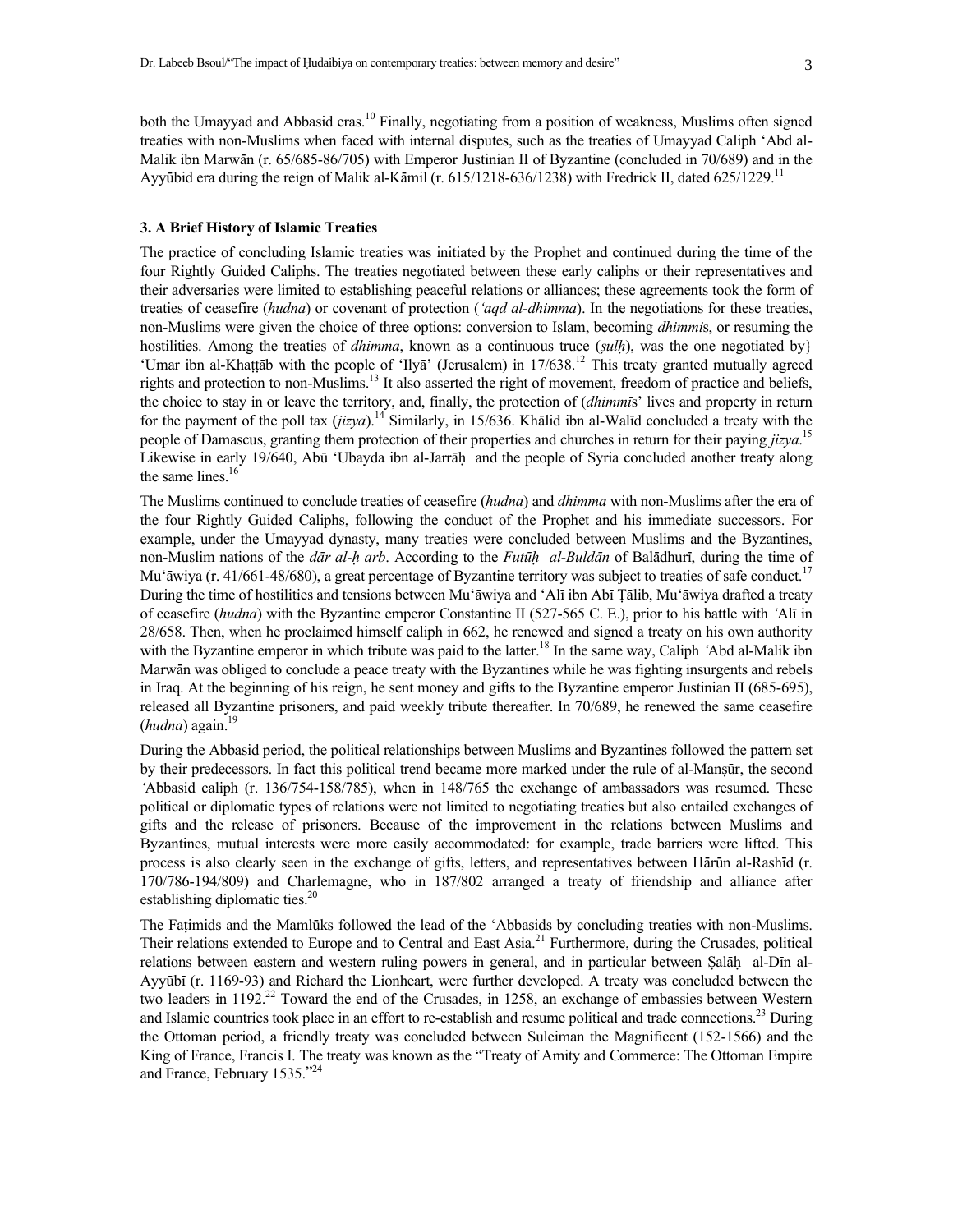both the Umayyad and Abbasid eras.[10] Finally, negotiating from a position of weakness, Muslims often signed treaties with non-Muslims when faced with internal disputes, such as the treaties of Umayyad Caliph ʻAbd al-Malik ibn Marwān (r. 65/685-86/705) with Emperor Justinian II of Byzantine (concluded in 70/689) and in the Ayyūbid era during the reign of Malik al-Kāmil (r. 615/1218-636/1238) with Fredrick II, dated 625/1229.[11]

### 3. A Brief History of Islamic Treaties

The practice of concluding Islamic treaties was initiated by the Prophet and continued during the time of the four Rightly Guided Caliphs. The treaties negotiated between these early caliphs or their representatives and their adversaries were limited to establishing peaceful relations or alliances; these agreements took the form of treaties of ceasefire (*hudna*) or covenant of protection (*ʻaqd al-dhimma*). In the negotiations for these treaties, non-Muslims were given the choice of three options: conversion to Islam, becoming *dhimmi*s, or resuming the hostilities. Among the treaties of *dhimma*, known as a continuous truce (*ṣulḥ*), was the one negotiated by} ʻUmar ibn al-Khaṭṭāb with the people of ʻIlyā' (Jerusalem) in 17/638.[12] This treaty granted mutually agreed rights and protection to non-Muslims.[13] It also asserted the right of movement, freedom of practice and beliefs, the choice to stay in or leave the territory, and, finally, the protection of (*dhimmī*s' lives and property in return for the payment of the poll tax (*jizya*).[14] Similarly, in 15/636. Khālid ibn al-Walīd concluded a treaty with the people of Damascus, granting them protection of their properties and churches in return for their paying *jizya*.[15] Likewise in early 19/640, Abū ʻUbayda ibn al-Jarrāḥ and the people of Syria concluded another treaty along the same lines.[16]

The Muslims continued to conclude treaties of ceasefire (*hudna*) and *dhimma* with non-Muslims after the era of the four Rightly Guided Caliphs, following the conduct of the Prophet and his immediate successors. For example, under the Umayyad dynasty, many treaties were concluded between Muslims and the Byzantines, non-Muslim nations of the *dār al-ḥ arb*. According to the *Futūḥ al-Buldān* of Balādhurī, during the time of Muʻāwiya (r. 41/661-48/680), a great percentage of Byzantine territory was subject to treaties of safe conduct.[17] During the time of hostilities and tensions between Muʻāwiya and ʻAlī ibn Abī Ṭālib, Muʻāwiya drafted a treaty of ceasefire (*hudna*) with the Byzantine emperor Constantine II (527-565 C. E.), prior to his battle with ʻAlī in 28/658. Then, when he proclaimed himself caliph in 662, he renewed and signed a treaty on his own authority with the Byzantine emperor in which tribute was paid to the latter.[18] In the same way, Caliph ʻAbd al-Malik ibn Marwān was obliged to conclude a peace treaty with the Byzantines while he was fighting insurgents and rebels in Iraq. At the beginning of his reign, he sent money and gifts to the Byzantine emperor Justinian II (685-695), released all Byzantine prisoners, and paid weekly tribute thereafter. In 70/689, he renewed the same ceasefire (*hudna*) again.[19]

During the Abbasid period, the political relationships between Muslims and Byzantines followed the pattern set by their predecessors. In fact this political trend became more marked under the rule of al-Manṣūr, the second ʻAbbasid caliph (r. 136/754-158/785), when in 148/765 the exchange of ambassadors was resumed. These political or diplomatic types of relations were not limited to negotiating treaties but also entailed exchanges of gifts and the release of prisoners. Because of the improvement in the relations between Muslims and Byzantines, mutual interests were more easily accommodated: for example, trade barriers were lifted. This process is also clearly seen in the exchange of gifts, letters, and representatives between Hārūn al-Rashīd (r. 170/786-194/809) and Charlemagne, who in 187/802 arranged a treaty of friendship and alliance after establishing diplomatic ties.[20]

The Faṭimids and the Mamlūks followed the lead of the ʻAbbasids by concluding treaties with non-Muslims. Their relations extended to Europe and to Central and East Asia.[21] Furthermore, during the Crusades, political relations between eastern and western ruling powers in general, and in particular between Ṣalāḥ al-Dīn al-Ayyūbī (r. 1169-93) and Richard the Lionheart, were further developed. A treaty was concluded between the two leaders in 1192.[22] Toward the end of the Crusades, in 1258, an exchange of embassies between Western and Islamic countries took place in an effort to re-establish and resume political and trade connections.[23] During the Ottoman period, a friendly treaty was concluded between Suleiman the Magnificent (152-1566) and the King of France, Francis I. The treaty was known as the "Treaty of Amity and Commerce: The Ottoman Empire and France, February 1535."[24]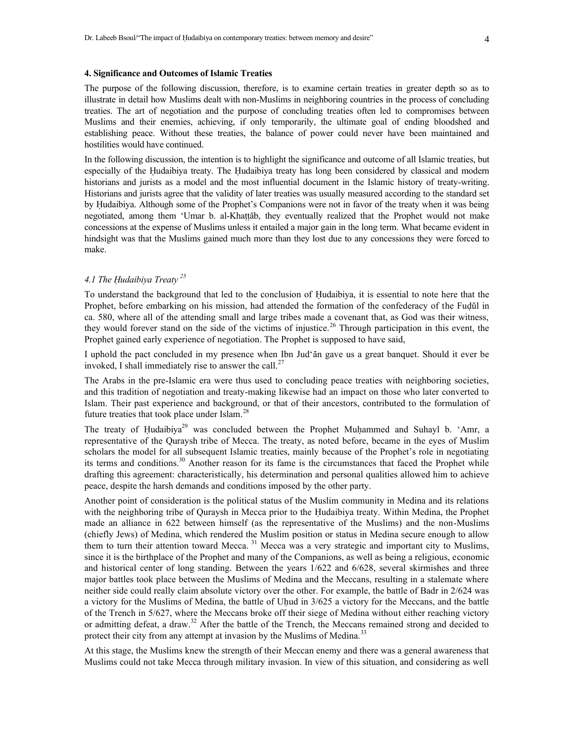### 4. Significance and Outcomes of Islamic Treaties

The purpose of the following discussion, therefore, is to examine certain treaties in greater depth so as to illustrate in detail how Muslims dealt with non-Muslims in neighboring countries in the process of concluding treaties. The art of negotiation and the purpose of concluding treaties often led to compromises between Muslims and their enemies, achieving, if only temporarily, the ultimate goal of ending bloodshed and establishing peace. Without these treaties, the balance of power could never have been maintained and hostilities would have continued.

In the following discussion, the intention is to highlight the significance and outcome of all Islamic treaties, but especially of the Ḥudaibiya treaty. The Ḥudaibiya treaty has long been considered by classical and modern historians and jurists as a model and the most influential document in the Islamic history of treaty-writing. Historians and jurists agree that the validity of later treaties was usually measured according to the standard set by Ḥudaibiya. Although some of the Prophet's Companions were not in favor of the treaty when it was being negotiated, among them 'Umar b. al-Khaṭṭāb, they eventually realized that the Prophet would not make concessions at the expense of Muslims unless it entailed a major gain in the long term. What became evident in hindsight was that the Muslims gained much more than they lost due to any concessions they were forced to make.

#### *4.1 The Ḥudaibiya Treaty* [25]

To understand the background that led to the conclusion of Ḥudaibiya, it is essential to note here that the Prophet, before embarking on his mission, had attended the formation of the confederacy of the Fuḍūl in ca. 580, where all of the attending small and large tribes made a covenant that, as God was their witness, they would forever stand on the side of the victims of injustice.[26] Through participation in this event, the Prophet gained early experience of negotiation. The Prophet is supposed to have said,

I uphold the pact concluded in my presence when Ibn Jud'ān gave us a great banquet. Should it ever be invoked, I shall immediately rise to answer the call.[27]

The Arabs in the pre-Islamic era were thus used to concluding peace treaties with neighboring societies, and this tradition of negotiation and treaty-making likewise had an impact on those who later converted to Islam. Their past experience and background, or that of their ancestors, contributed to the formulation of future treaties that took place under Islam.[28]

The treaty of Ḥudaibiya[29] was concluded between the Prophet Muḥammed and Suhayl b. 'Amr, a representative of the Quraysh tribe of Mecca. The treaty, as noted before, became in the eyes of Muslim scholars the model for all subsequent Islamic treaties, mainly because of the Prophet's role in negotiating its terms and conditions.[30] Another reason for its fame is the circumstances that faced the Prophet while drafting this agreement: characteristically, his determination and personal qualities allowed him to achieve peace, despite the harsh demands and conditions imposed by the other party.

Another point of consideration is the political status of the Muslim community in Medina and its relations with the neighboring tribe of Quraysh in Mecca prior to the Ḥudaibiya treaty. Within Medina, the Prophet made an alliance in 622 between himself (as the representative of the Muslims) and the non-Muslims (chiefly Jews) of Medina, which rendered the Muslim position or status in Medina secure enough to allow them to turn their attention toward Mecca. [31] Mecca was a very strategic and important city to Muslims, since it is the birthplace of the Prophet and many of the Companions, as well as being a religious, economic and historical center of long standing. Between the years 1/622 and 6/628, several skirmishes and three major battles took place between the Muslims of Medina and the Meccans, resulting in a stalemate where neither side could really claim absolute victory over the other. For example, the battle of Badr in 2/624 was a victory for the Muslims of Medina, the battle of Uḥud in 3/625 a victory for the Meccans, and the battle of the Trench in 5/627, where the Meccans broke off their siege of Medina without either reaching victory or admitting defeat, a draw.[32] After the battle of the Trench, the Meccans remained strong and decided to protect their city from any attempt at invasion by the Muslims of Medina.[33]

At this stage, the Muslims knew the strength of their Meccan enemy and there was a general awareness that Muslims could not take Mecca through military invasion. In view of this situation, and considering as well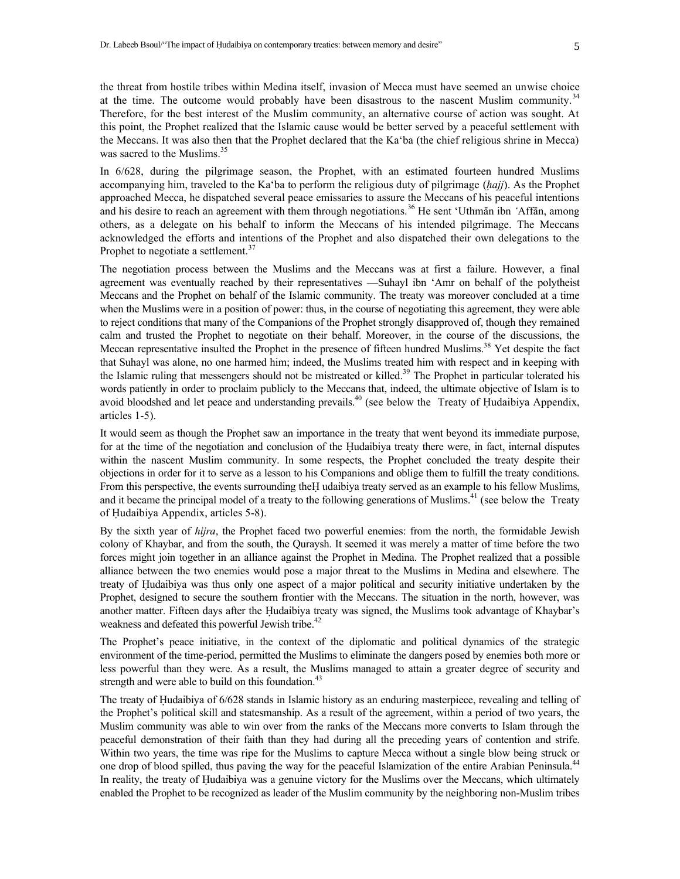the threat from hostile tribes within Medina itself, invasion of Mecca must have seemed an unwise choice at the time. The outcome would probably have been disastrous to the nascent Muslim community.[34] Therefore, for the best interest of the Muslim community, an alternative course of action was sought. At this point, the Prophet realized that the Islamic cause would be better served by a peaceful settlement with the Meccans. It was also then that the Prophet declared that the Ka'ba (the chief religious shrine in Mecca) was sacred to the Muslims.[35]

In 6/628, during the pilgrimage season, the Prophet, with an estimated fourteen hundred Muslims accompanying him, traveled to the Ka'ba to perform the religious duty of pilgrimage (*ḥajj*). As the Prophet approached Mecca, he dispatched several peace emissaries to assure the Meccans of his peaceful intentions and his desire to reach an agreement with them through negotiations.[36] He sent 'Uthmān ibn 'Affān, among others, as a delegate on his behalf to inform the Meccans of his intended pilgrimage. The Meccans acknowledged the efforts and intentions of the Prophet and also dispatched their own delegations to the Prophet to negotiate a settlement.[37]

The negotiation process between the Muslims and the Meccans was at first a failure. However, a final agreement was eventually reached by their representatives —Suhayl ibn 'Amr on behalf of the polytheist Meccans and the Prophet on behalf of the Islamic community. The treaty was moreover concluded at a time when the Muslims were in a position of power: thus, in the course of negotiating this agreement, they were able to reject conditions that many of the Companions of the Prophet strongly disapproved of, though they remained calm and trusted the Prophet to negotiate on their behalf. Moreover, in the course of the discussions, the Meccan representative insulted the Prophet in the presence of fifteen hundred Muslims.[38] Yet despite the fact that Suhayl was alone, no one harmed him; indeed, the Muslims treated him with respect and in keeping with the Islamic ruling that messengers should not be mistreated or killed.[39] The Prophet in particular tolerated his words patiently in order to proclaim publicly to the Meccans that, indeed, the ultimate objective of Islam is to avoid bloodshed and let peace and understanding prevails.[40] (see below the Treaty of Ḥudaibiya Appendix, articles 1-5).

It would seem as though the Prophet saw an importance in the treaty that went beyond its immediate purpose, for at the time of the negotiation and conclusion of the Ḥudaibiya treaty there were, in fact, internal disputes within the nascent Muslim community. In some respects, the Prophet concluded the treaty despite their objections in order for it to serve as a lesson to his Companions and oblige them to fulfill the treaty conditions. From this perspective, the events surrounding theḤ udaibiya treaty served as an example to his fellow Muslims, and it became the principal model of a treaty to the following generations of Muslims.[41] (see below the Treaty of Ḥudaibiya Appendix, articles 5-8).

By the sixth year of *hijra*, the Prophet faced two powerful enemies: from the north, the formidable Jewish colony of Khaybar, and from the south, the Quraysh. It seemed it was merely a matter of time before the two forces might join together in an alliance against the Prophet in Medina. The Prophet realized that a possible alliance between the two enemies would pose a major threat to the Muslims in Medina and elsewhere. The treaty of Ḥudaibiya was thus only one aspect of a major political and security initiative undertaken by the Prophet, designed to secure the southern frontier with the Meccans. The situation in the north, however, was another matter. Fifteen days after the Ḥudaibiya treaty was signed, the Muslims took advantage of Khaybar's weakness and defeated this powerful Jewish tribe.[42]

The Prophet's peace initiative, in the context of the diplomatic and political dynamics of the strategic environment of the time-period, permitted the Muslims to eliminate the dangers posed by enemies both more or less powerful than they were. As a result, the Muslims managed to attain a greater degree of security and strength and were able to build on this foundation.[43]

The treaty of Ḥudaibiya of 6/628 stands in Islamic history as an enduring masterpiece, revealing and telling of the Prophet's political skill and statesmanship. As a result of the agreement, within a period of two years, the Muslim community was able to win over from the ranks of the Meccans more converts to Islam through the peaceful demonstration of their faith than they had during all the preceding years of contention and strife. Within two years, the time was ripe for the Muslims to capture Mecca without a single blow being struck or one drop of blood spilled, thus paving the way for the peaceful Islamization of the entire Arabian Peninsula.[44] In reality, the treaty of Ḥudaibiya was a genuine victory for the Muslims over the Meccans, which ultimately enabled the Prophet to be recognized as leader of the Muslim community by the neighboring non-Muslim tribes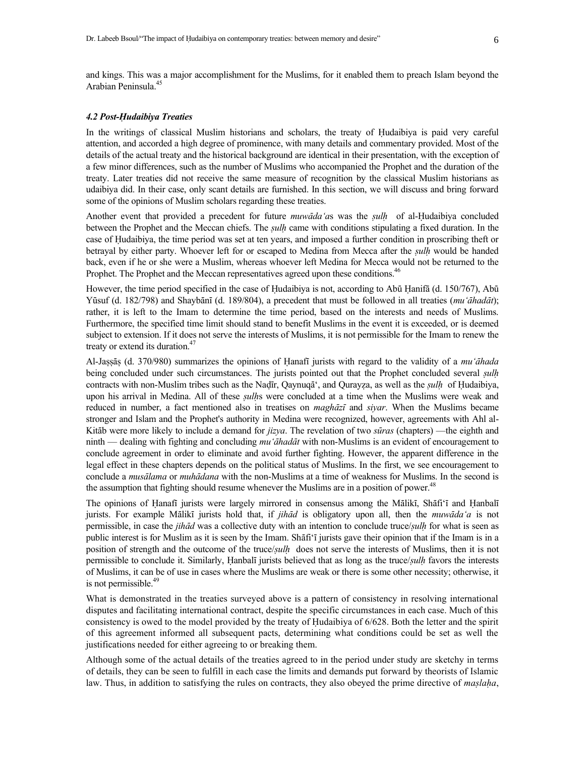and kings. This was a major accomplishment for the Muslims, for it enabled them to preach Islam beyond the Arabian Peninsula.[45]

### *4.2 Post-Ḥudaibiya Treaties*

In the writings of classical Muslim historians and scholars, the treaty of Ḥudaibiya is paid very careful attention, and accorded a high degree of prominence, with many details and commentary provided. Most of the details of the actual treaty and the historical background are identical in their presentation, with the exception of a few minor differences, such as the number of Muslims who accompanied the Prophet and the duration of the treaty. Later treaties did not receive the same measure of recognition by the classical Muslim historians as udaibiya did. In their case, only scant details are furnished. In this section, we will discuss and bring forward some of the opinions of Muslim scholars regarding these treaties.

Another event that provided a precedent for future *muwāda'a*s was the *ṣulḥ* of al-Ḥudaibiya concluded between the Prophet and the Meccan chiefs. The *ṣulḥ* came with conditions stipulating a fixed duration. In the case of Ḥudaibiya, the time period was set at ten years, and imposed a further condition in proscribing theft or betrayal by either party. Whoever left for or escaped to Medina from Mecca after the *ṣulḥ* would be handed back, even if he or she were a Muslim, whereas whoever left Medina for Mecca would not be returned to the Prophet. The Prophet and the Meccan representatives agreed upon these conditions.[46]

However, the time period specified in the case of Ḥudaibiya is not, according to Abū Ḥanifā (d. 150/767), Abū Yūsuf (d. 182/798) and Shaybānī (d. 189/804), a precedent that must be followed in all treaties (*mu'āhadāt*); rather, it is left to the Imam to determine the time period, based on the interests and needs of Muslims. Furthermore, the specified time limit should stand to benefit Muslims in the event it is exceeded, or is deemed subject to extension. If it does not serve the interests of Muslims, it is not permissible for the Imam to renew the treaty or extend its duration.[47]

Al-Jaṣṣāṣ (d. 370/980) summarizes the opinions of Ḥanafī jurists with regard to the validity of a *mu'āhada* being concluded under such circumstances. The jurists pointed out that the Prophet concluded several *ṣulḥ* contracts with non-Muslim tribes such as the Naḍīr, Qaynuqā', and Qurayẓa, as well as the *ṣulḥ* of Ḥudaibiya, upon his arrival in Medina. All of these *ṣulḥ*s were concluded at a time when the Muslims were weak and reduced in number, a fact mentioned also in treatises on *maghāzī* and *siyar*. When the Muslims became stronger and Islam and the Prophet's authority in Medina were recognized, however, agreements with Ahl al-Kitāb were more likely to include a demand for *jizya*. The revelation of two *sūras* (chapters) —the eighth and ninth — dealing with fighting and concluding *mu'āhadāt* with non-Muslims is an evident of encouragement to conclude agreement in order to eliminate and avoid further fighting. However, the apparent difference in the legal effect in these chapters depends on the political status of Muslims. In the first, we see encouragement to conclude a *musālama* or *muhādana* with the non-Muslims at a time of weakness for Muslims. In the second is the assumption that fighting should resume whenever the Muslims are in a position of power.[48]

The opinions of Ḥanafī jurists were largely mirrored in consensus among the Mālikī, Shāfi'ī and Ḥanbalī jurists. For example Mālikī jurists hold that, if *jihād* is obligatory upon all, then the *muwāda'a* is not permissible, in case the *jihād* was a collective duty with an intention to conclude truce/*ṣulḥ* for what is seen as public interest is for Muslim as it is seen by the Imam. Shāfi'ī jurists gave their opinion that if the Imam is in a position of strength and the outcome of the truce/*ṣulḥ* does not serve the interests of Muslims, then it is not permissible to conclude it. Similarly, Ḥanbalī jurists believed that as long as the truce/*ṣulḥ* favors the interests of Muslims, it can be of use in cases where the Muslims are weak or there is some other necessity; otherwise, it is not permissible.[49]

What is demonstrated in the treaties surveyed above is a pattern of consistency in resolving international disputes and facilitating international contract, despite the specific circumstances in each case. Much of this consistency is owed to the model provided by the treaty of Ḥudaibiya of 6/628. Both the letter and the spirit of this agreement informed all subsequent pacts, determining what conditions could be set as well the justifications needed for either agreeing to or breaking them.

Although some of the actual details of the treaties agreed to in the period under study are sketchy in terms of details, they can be seen to fulfill in each case the limits and demands put forward by theorists of Islamic law. Thus, in addition to satisfying the rules on contracts, they also obeyed the prime directive of *maṣlaḥa*,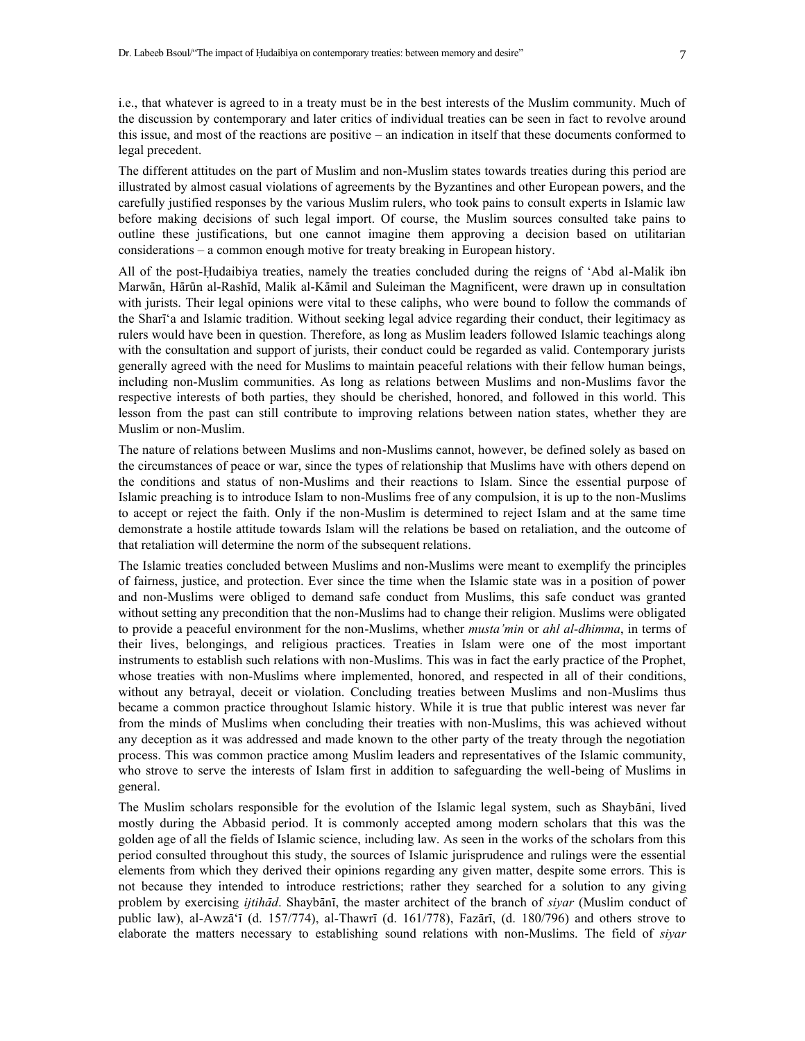i.e., that whatever is agreed to in a treaty must be in the best interests of the Muslim community. Much of the discussion by contemporary and later critics of individual treaties can be seen in fact to revolve around this issue, and most of the reactions are positive – an indication in itself that these documents conformed to legal precedent.

The different attitudes on the part of Muslim and non-Muslim states towards treaties during this period are illustrated by almost casual violations of agreements by the Byzantines and other European powers, and the carefully justified responses by the various Muslim rulers, who took pains to consult experts in Islamic law before making decisions of such legal import. Of course, the Muslim sources consulted take pains to outline these justifications, but one cannot imagine them approving a decision based on utilitarian considerations – a common enough motive for treaty breaking in European history.

All of the post-Ḥudaibiya treaties, namely the treaties concluded during the reigns of ʻAbd al-Malik ibn Marwān, Hārūn al-Rashīd, Malik al-Kāmil and Suleiman the Magnificent, were drawn up in consultation with jurists. Their legal opinions were vital to these caliphs, who were bound to follow the commands of the Sharīʻa and Islamic tradition. Without seeking legal advice regarding their conduct, their legitimacy as rulers would have been in question. Therefore, as long as Muslim leaders followed Islamic teachings along with the consultation and support of jurists, their conduct could be regarded as valid. Contemporary jurists generally agreed with the need for Muslims to maintain peaceful relations with their fellow human beings, including non-Muslim communities. As long as relations between Muslims and non-Muslims favor the respective interests of both parties, they should be cherished, honored, and followed in this world. This lesson from the past can still contribute to improving relations between nation states, whether they are Muslim or non-Muslim.

The nature of relations between Muslims and non-Muslims cannot, however, be defined solely as based on the circumstances of peace or war, since the types of relationship that Muslims have with others depend on the conditions and status of non-Muslims and their reactions to Islam. Since the essential purpose of Islamic preaching is to introduce Islam to non-Muslims free of any compulsion, it is up to the non-Muslims to accept or reject the faith. Only if the non-Muslim is determined to reject Islam and at the same time demonstrate a hostile attitude towards Islam will the relations be based on retaliation, and the outcome of that retaliation will determine the norm of the subsequent relations.

The Islamic treaties concluded between Muslims and non-Muslims were meant to exemplify the principles of fairness, justice, and protection. Ever since the time when the Islamic state was in a position of power and non-Muslims were obliged to demand safe conduct from Muslims, this safe conduct was granted without setting any precondition that the non-Muslims had to change their religion. Muslims were obligated to provide a peaceful environment for the non-Muslims, whether *musta'min* or *ahl al-dhimma*, in terms of their lives, belongings, and religious practices. Treaties in Islam were one of the most important instruments to establish such relations with non-Muslims. This was in fact the early practice of the Prophet, whose treaties with non-Muslims where implemented, honored, and respected in all of their conditions, without any betrayal, deceit or violation. Concluding treaties between Muslims and non-Muslims thus became a common practice throughout Islamic history. While it is true that public interest was never far from the minds of Muslims when concluding their treaties with non-Muslims, this was achieved without any deception as it was addressed and made known to the other party of the treaty through the negotiation process. This was common practice among Muslim leaders and representatives of the Islamic community, who strove to serve the interests of Islam first in addition to safeguarding the well-being of Muslims in general.

The Muslim scholars responsible for the evolution of the Islamic legal system, such as Shaybāni, lived mostly during the Abbasid period. It is commonly accepted among modern scholars that this was the golden age of all the fields of Islamic science, including law. As seen in the works of the scholars from this period consulted throughout this study, the sources of Islamic jurisprudence and rulings were the essential elements from which they derived their opinions regarding any given matter, despite some errors. This is not because they intended to introduce restrictions; rather they searched for a solution to any giving problem by exercising *ijtihād*. Shaybānī, the master architect of the branch of *siyar* (Muslim conduct of public law), al-Awzāʻī (d. 157/774), al-Thawrī (d. 161/778), Fazārī, (d. 180/796) and others strove to elaborate the matters necessary to establishing sound relations with non-Muslims. The field of *siyar*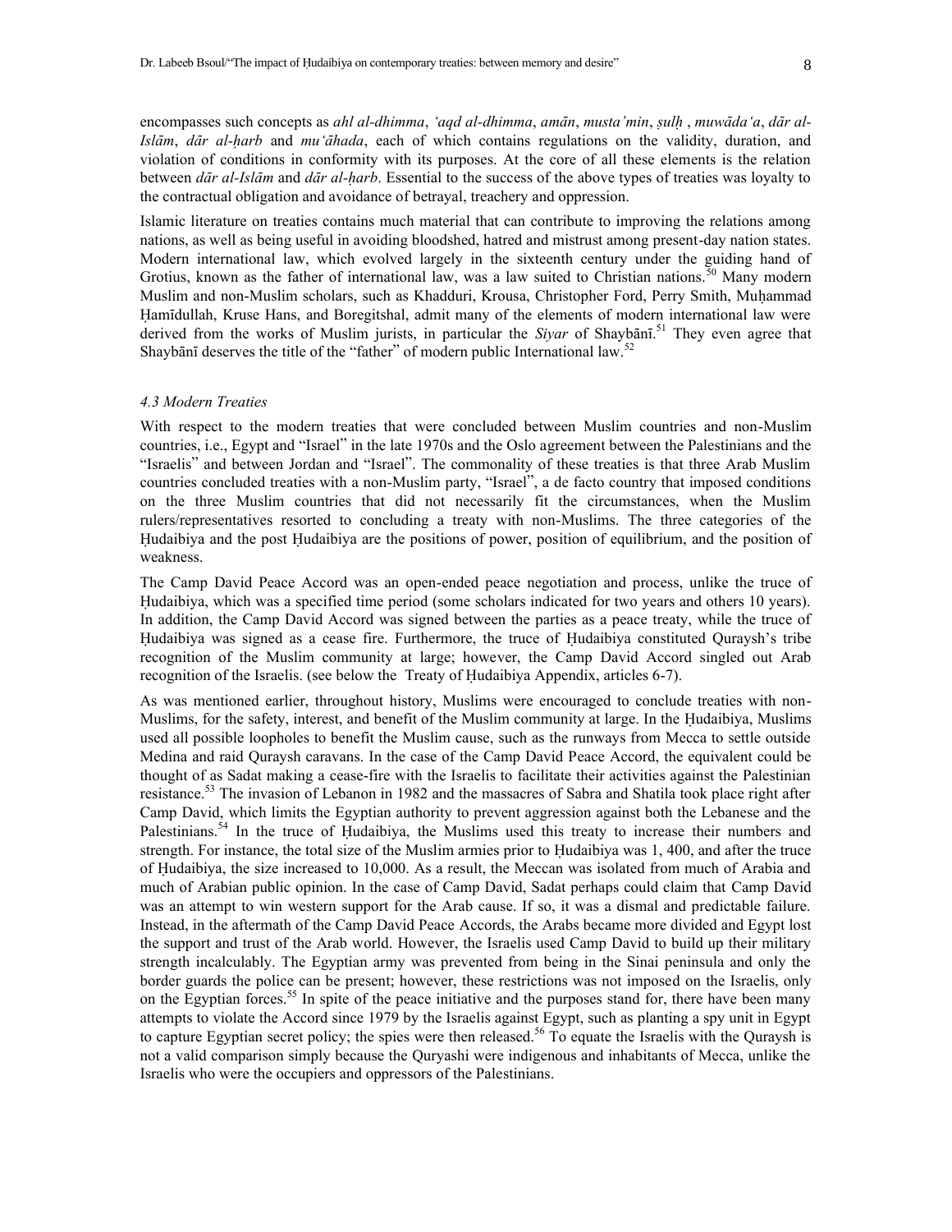encompasses such concepts as *ahl al-dhimma*, *'aqd al-dhimma*, *amān*, *musta'min*, *ṣulḥ* , *muwāda'a*, *dār al-Islām*, *dār al-ḥarb* and *mu'āhada*, each of which contains regulations on the validity, duration, and violation of conditions in conformity with its purposes. At the core of all these elements is the relation between *dār al-Islām* and *dār al-ḥarb*. Essential to the success of the above types of treaties was loyalty to the contractual obligation and avoidance of betrayal, treachery and oppression.

Islamic literature on treaties contains much material that can contribute to improving the relations among nations, as well as being useful in avoiding bloodshed, hatred and mistrust among present-day nation states. Modern international law, which evolved largely in the sixteenth century under the guiding hand of Grotius, known as the father of international law, was a law suited to Christian nations.[50] Many modern Muslim and non-Muslim scholars, such as Khadduri, Krousa, Christopher Ford, Perry Smith, Muḥammad Ḥamīdullah, Kruse Hans, and Boregitshal, admit many of the elements of modern international law were derived from the works of Muslim jurists, in particular the *Siyar* of Shaybānī.[51] They even agree that Shaybānī deserves the title of the "father" of modern public International law.[52]

*4.3 Modern Treaties*

With respect to the modern treaties that were concluded between Muslim countries and non-Muslim countries, i.e., Egypt and "Israel" in the late 1970s and the Oslo agreement between the Palestinians and the "Israelis" and between Jordan and "Israel". The commonality of these treaties is that three Arab Muslim countries concluded treaties with a non-Muslim party, "Israel", a de facto country that imposed conditions on the three Muslim countries that did not necessarily fit the circumstances, when the Muslim rulers/representatives resorted to concluding a treaty with non-Muslims. The three categories of the Ḥudaibiya and the post Ḥudaibiya are the positions of power, position of equilibrium, and the position of weakness.

The Camp David Peace Accord was an open-ended peace negotiation and process, unlike the truce of Ḥudaibiya, which was a specified time period (some scholars indicated for two years and others 10 years). In addition, the Camp David Accord was signed between the parties as a peace treaty, while the truce of Ḥudaibiya was signed as a cease fire. Furthermore, the truce of Ḥudaibiya constituted Quraysh's tribe recognition of the Muslim community at large; however, the Camp David Accord singled out Arab recognition of the Israelis. (see below the Treaty of Ḥudaibiya Appendix, articles 6-7).

As was mentioned earlier, throughout history, Muslims were encouraged to conclude treaties with non-Muslims, for the safety, interest, and benefit of the Muslim community at large. In the Ḥudaibiya, Muslims used all possible loopholes to benefit the Muslim cause, such as the runways from Mecca to settle outside Medina and raid Quraysh caravans. In the case of the Camp David Peace Accord, the equivalent could be thought of as Sadat making a cease-fire with the Israelis to facilitate their activities against the Palestinian resistance.[53] The invasion of Lebanon in 1982 and the massacres of Sabra and Shatila took place right after Camp David, which limits the Egyptian authority to prevent aggression against both the Lebanese and the Palestinians.[54] In the truce of Ḥudaibiya, the Muslims used this treaty to increase their numbers and strength. For instance, the total size of the Muslim armies prior to Ḥudaibiya was 1, 400, and after the truce of Ḥudaibiya, the size increased to 10,000. As a result, the Meccan was isolated from much of Arabia and much of Arabian public opinion. In the case of Camp David, Sadat perhaps could claim that Camp David was an attempt to win western support for the Arab cause. If so, it was a dismal and predictable failure. Instead, in the aftermath of the Camp David Peace Accords, the Arabs became more divided and Egypt lost the support and trust of the Arab world. However, the Israelis used Camp David to build up their military strength incalculably. The Egyptian army was prevented from being in the Sinai peninsula and only the border guards the police can be present; however, these restrictions was not imposed on the Israelis, only on the Egyptian forces.[55] In spite of the peace initiative and the purposes stand for, there have been many attempts to violate the Accord since 1979 by the Israelis against Egypt, such as planting a spy unit in Egypt to capture Egyptian secret policy; the spies were then released.[56] To equate the Israelis with the Quraysh is not a valid comparison simply because the Quryashi were indigenous and inhabitants of Mecca, unlike the Israelis who were the occupiers and oppressors of the Palestinians.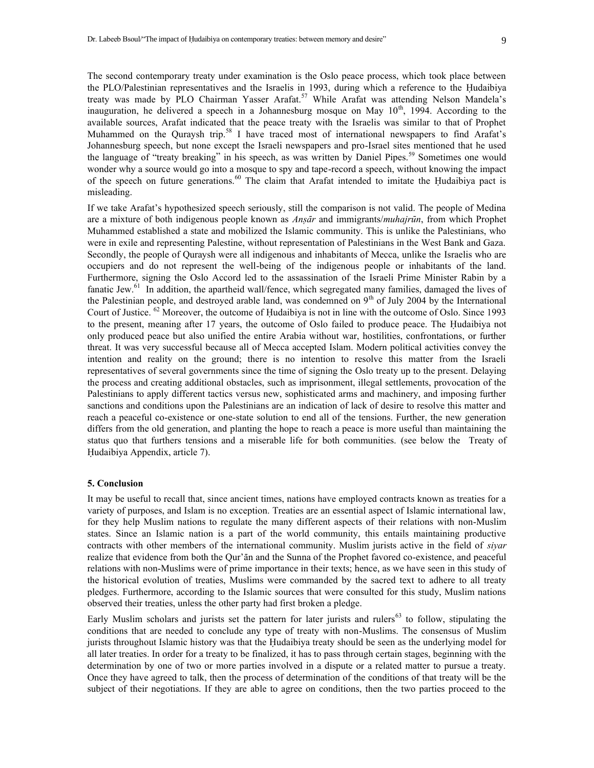The second contemporary treaty under examination is the Oslo peace process, which took place between the PLO/Palestinian representatives and the Israelis in 1993, during which a reference to the Ḥudaibiya treaty was made by PLO Chairman Yasser Arafat.[57] While Arafat was attending Nelson Mandela's inauguration, he delivered a speech in a Johannesburg mosque on May 10th, 1994. According to the available sources, Arafat indicated that the peace treaty with the Israelis was similar to that of Prophet Muhammed on the Quraysh trip.[58] I have traced most of international newspapers to find Arafat's Johannesburg speech, but none except the Israeli newspapers and pro-Israel sites mentioned that he used the language of "treaty breaking" in his speech, as was written by Daniel Pipes.[59] Sometimes one would wonder why a source would go into a mosque to spy and tape-record a speech, without knowing the impact of the speech on future generations.[60] The claim that Arafat intended to imitate the Ḥudaibiya pact is misleading.

If we take Arafat's hypothesized speech seriously, still the comparison is not valid. The people of Medina are a mixture of both indigenous people known as *Anṣār* and immigrants/*muhajrūn*, from which Prophet Muhammed established a state and mobilized the Islamic community. This is unlike the Palestinians, who were in exile and representing Palestine, without representation of Palestinians in the West Bank and Gaza. Secondly, the people of Quraysh were all indigenous and inhabitants of Mecca, unlike the Israelis who are occupiers and do not represent the well-being of the indigenous people or inhabitants of the land. Furthermore, signing the Oslo Accord led to the assassination of the Israeli Prime Minister Rabin by a fanatic Jew.[61] In addition, the apartheid wall/fence, which segregated many families, damaged the lives of the Palestinian people, and destroyed arable land, was condemned on 9th of July 2004 by the International Court of Justice.[62] Moreover, the outcome of Ḥudaibiya is not in line with the outcome of Oslo. Since 1993 to the present, meaning after 17 years, the outcome of Oslo failed to produce peace. The Ḥudaibiya not only produced peace but also unified the entire Arabia without war, hostilities, confrontations, or further threat. It was very successful because all of Mecca accepted Islam. Modern political activities convey the intention and reality on the ground; there is no intention to resolve this matter from the Israeli representatives of several governments since the time of signing the Oslo treaty up to the present. Delaying the process and creating additional obstacles, such as imprisonment, illegal settlements, provocation of the Palestinians to apply different tactics versus new, sophisticated arms and machinery, and imposing further sanctions and conditions upon the Palestinians are an indication of lack of desire to resolve this matter and reach a peaceful co-existence or one-state solution to end all of the tensions. Further, the new generation differs from the old generation, and planting the hope to reach a peace is more useful than maintaining the status quo that furthers tensions and a miserable life for both communities. (see below the Treaty of Ḥudaibiya Appendix, article 7).

### 5. Conclusion

It may be useful to recall that, since ancient times, nations have employed contracts known as treaties for a variety of purposes, and Islam is no exception. Treaties are an essential aspect of Islamic international law, for they help Muslim nations to regulate the many different aspects of their relations with non-Muslim states. Since an Islamic nation is a part of the world community, this entails maintaining productive contracts with other members of the international community. Muslim jurists active in the field of *siyar* realize that evidence from both the Qur'ān and the Sunna of the Prophet favored co-existence, and peaceful relations with non-Muslims were of prime importance in their texts; hence, as we have seen in this study of the historical evolution of treaties, Muslims were commanded by the sacred text to adhere to all treaty pledges. Furthermore, according to the Islamic sources that were consulted for this study, Muslim nations observed their treaties, unless the other party had first broken a pledge.

Early Muslim scholars and jurists set the pattern for later jurists and rulers[63] to follow, stipulating the conditions that are needed to conclude any type of treaty with non-Muslims. The consensus of Muslim jurists throughout Islamic history was that the Ḥudaibiya treaty should be seen as the underlying model for all later treaties. In order for a treaty to be finalized, it has to pass through certain stages, beginning with the determination by one of two or more parties involved in a dispute or a related matter to pursue a treaty. Once they have agreed to talk, then the process of determination of the conditions of that treaty will be the subject of their negotiations. If they are able to agree on conditions, then the two parties proceed to the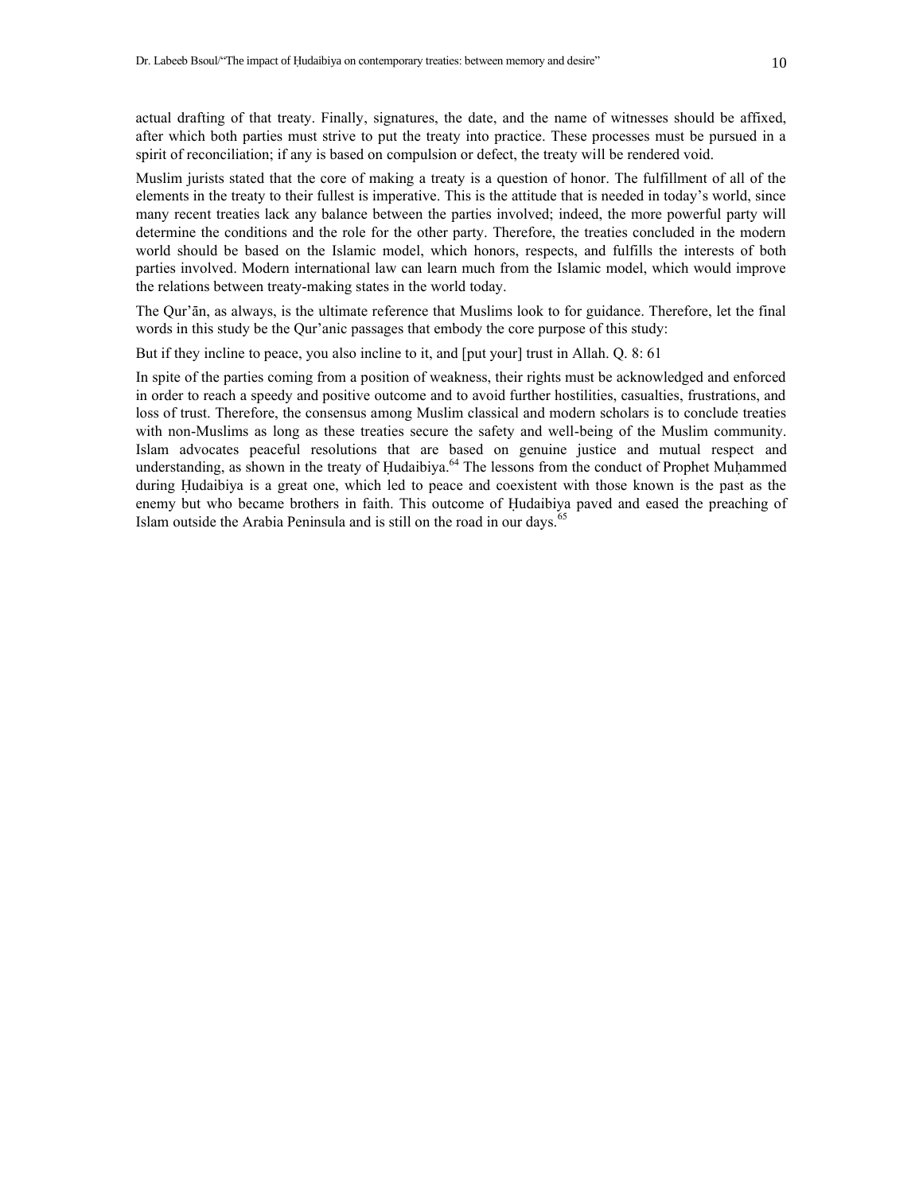actual drafting of that treaty. Finally, signatures, the date, and the name of witnesses should be affixed, after which both parties must strive to put the treaty into practice. These processes must be pursued in a spirit of reconciliation; if any is based on compulsion or defect, the treaty will be rendered void.

Muslim jurists stated that the core of making a treaty is a question of honor. The fulfillment of all of the elements in the treaty to their fullest is imperative. This is the attitude that is needed in today's world, since many recent treaties lack any balance between the parties involved; indeed, the more powerful party will determine the conditions and the role for the other party. Therefore, the treaties concluded in the modern world should be based on the Islamic model, which honors, respects, and fulfills the interests of both parties involved. Modern international law can learn much from the Islamic model, which would improve the relations between treaty-making states in the world today.

The Qur'ān, as always, is the ultimate reference that Muslims look to for guidance. Therefore, let the final words in this study be the Qur'anic passages that embody the core purpose of this study:

But if they incline to peace, you also incline to it, and [put your] trust in Allah. Q. 8: 61

In spite of the parties coming from a position of weakness, their rights must be acknowledged and enforced in order to reach a speedy and positive outcome and to avoid further hostilities, casualties, frustrations, and loss of trust. Therefore, the consensus among Muslim classical and modern scholars is to conclude treaties with non-Muslims as long as these treaties secure the safety and well-being of the Muslim community. Islam advocates peaceful resolutions that are based on genuine justice and mutual respect and understanding, as shown in the treaty of Ḥudaibiya.[64] The lessons from the conduct of Prophet Muḥammed during Ḥudaibiya is a great one, which led to peace and coexistent with those known is the past as the enemy but who became brothers in faith. This outcome of Ḥudaibiya paved and eased the preaching of Islam outside the Arabia Peninsula and is still on the road in our days.[65]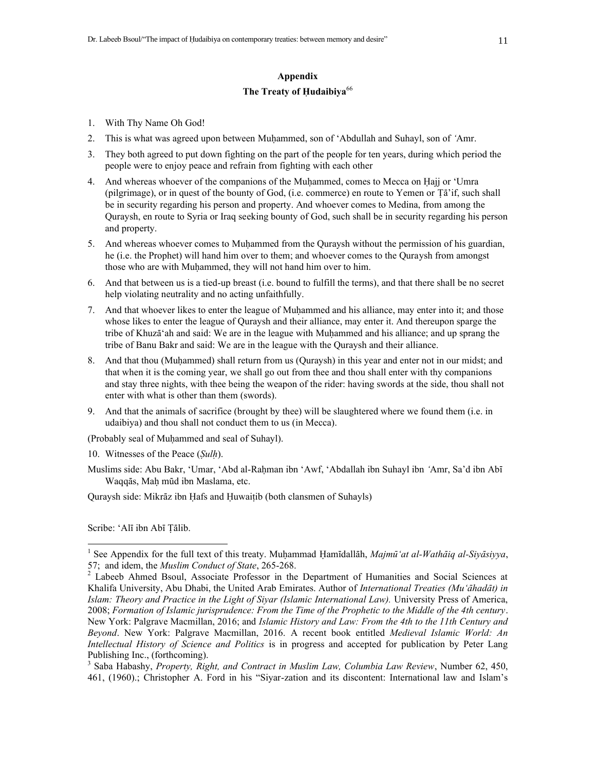## Appendix

## The Treaty of Ḥudaibiya[66]

1. With Thy Name Oh God!
2. This is what was agreed upon between Muḥammed, son of ʻAbdullah and Suhayl, son of *ʻ*Amr.
3. They both agreed to put down fighting on the part of the people for ten years, during which period the people were to enjoy peace and refrain from fighting with each other
4. And whereas whoever of the companions of the Muḥammed, comes to Mecca on Ḥajj or ʻUmra (pilgrimage), or in quest of the bounty of God, (i.e. commerce) en route to Yemen or Ṭā'if, such shall be in security regarding his person and property. And whoever comes to Medina, from among the Quraysh, en route to Syria or Iraq seeking bounty of God, such shall be in security regarding his person and property.
5. And whereas whoever comes to Muḥammed from the Quraysh without the permission of his guardian, he (i.e. the Prophet) will hand him over to them; and whoever comes to the Quraysh from amongst those who are with Muḥammed, they will not hand him over to him.
6. And that between us is a tied-up breast (i.e. bound to fulfill the terms), and that there shall be no secret help violating neutrality and no acting unfaithfully.
7. And that whoever likes to enter the league of Muḥammed and his alliance, may enter into it; and those whose likes to enter the league of Quraysh and their alliance, may enter it. And thereupon sparge the tribe of Khuzāʻah and said: We are in the league with Muḥammed and his alliance; and up sprang the tribe of Banu Bakr and said: We are in the league with the Quraysh and their alliance.
8. And that thou (Muḥammed) shall return from us (Quraysh) in this year and enter not in our midst; and that when it is the coming year, we shall go out from thee and thou shall enter with thy companions and stay three nights, with thee being the weapon of the rider: having swords at the side, thou shall not enter with what is other than them (swords).
9. And that the animals of sacrifice (brought by thee) will be slaughtered where we found them (i.e. in udaibiya) and thou shall not conduct them to us (in Mecca).

(Probably seal of Muḥammed and seal of Suhayl).

10. Witnesses of the Peace (*Ṣulḥ*).

Muslims side: Abu Bakr, ʻUmar, ʻAbd al-Raḥman ibn ʻAwf, ʻAbdallah ibn Suhayl ibn *ʻ*Amr, Sa'd ibn Abī Waqqās, Maḥ mūd ibn Maslama, etc.

Quraysh side: Mikrāz ibn Ḥafs and Ḥuwaiṭib (both clansmen of Suhayls)

Scribe: ʻAlī ibn Abī Ṭālib.

---

[1] See Appendix for the full text of this treaty. Muḥammad Ḥamīdallāh, *Majmūʻat al-Wathāiq al-Siyāsiyya*, 57; and idem, the *Muslim Conduct of State*, 265-268.

[2] Labeeb Ahmed Bsoul, Associate Professor in the Department of Humanities and Social Sciences at Khalifa University, Abu Dhabi, the United Arab Emirates. Author of *International Treaties (Muʻāhadāt) in Islam: Theory and Practice in the Light of Siyar (Islamic International Law).* University Press of America, 2008; *Formation of Islamic jurisprudence: From the Time of the Prophetic to the Middle of the 4th century*. New York: Palgrave Macmillan, 2016; and *Islamic History and Law: From the 4th to the 11th Century and Beyond*. New York: Palgrave Macmillan, 2016. A recent book entitled *Medieval Islamic World: An Intellectual History of Science and Politics* is in progress and accepted for publication by Peter Lang Publishing Inc., (forthcoming).

[3] Saba Habashy, *Property, Right, and Contract in Muslim Law, Columbia Law Review*, Number 62, 450, 461, (1960).; Christopher A. Ford in his "Siyar-zation and its discontent: International law and Islam's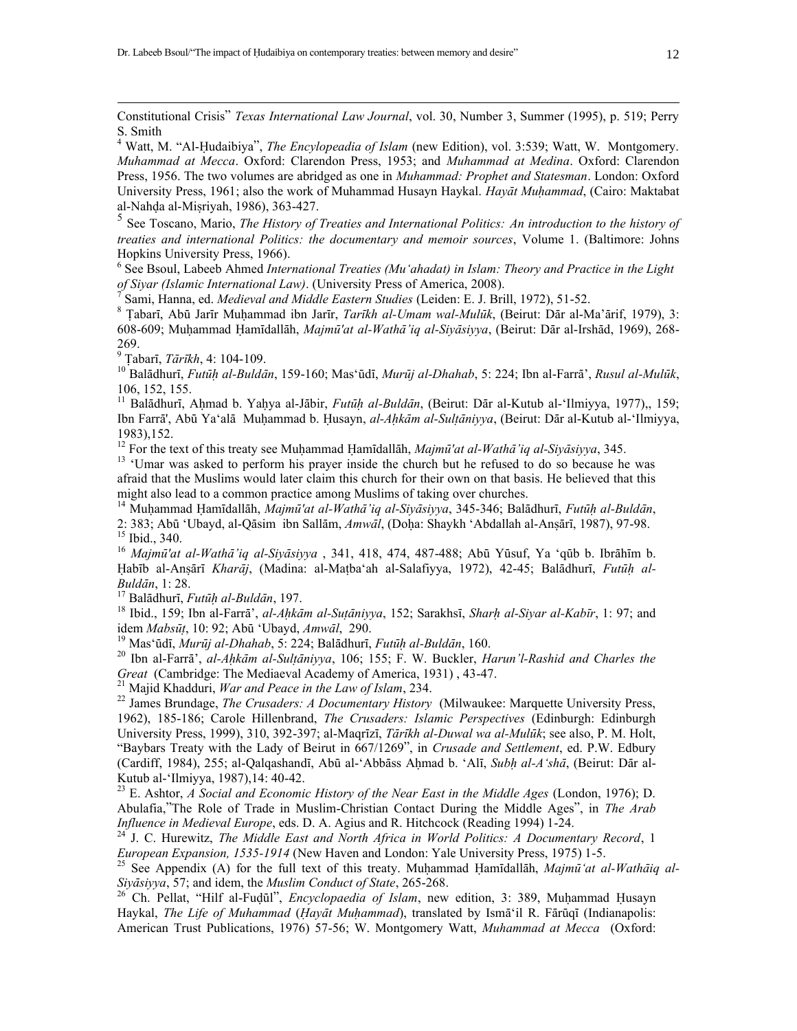Constitutional Crisis" *Texas International Law Journal*, vol. 30, Number 3, Summer (1995), p. 519; Perry S. Smith

[4] Watt, M. "Al-Ḥudaibiya", *The Encyclopeadia of Islam* (new Edition), vol. 3:539; Watt, W. Montgomery. *Muhammad at Mecca*. Oxford: Clarendon Press, 1953; and *Muhammad at Medina*. Oxford: Clarendon Press, 1956. The two volumes are abridged as one in *Muhammad: Prophet and Statesman*. London: Oxford University Press, 1961; also the work of Muhammad Husayn Haykal. *Hayāt Muḥammad*, (Cairo: Maktabat al-Nahḍa al-Miṣriyah, 1986), 363-427.

[5] See Toscano, Mario, *The History of Treaties and International Politics: An introduction to the history of treaties and international Politics: the documentary and memoir sources*, Volume 1. (Baltimore: Johns Hopkins University Press, 1966).

[6] See Bsoul, Labeeb Ahmed *International Treaties (Mu'ahadat) in Islam: Theory and Practice in the Light of Siyar (Islamic International Law)*. (University Press of America, 2008).

[7] Sami, Hanna, ed. *Medieval and Middle Eastern Studies* (Leiden: E. J. Brill, 1972), 51-52.

[8] Ṭabarī, Abū Jarīr Muḥammad ibn Jarīr, *Tarīkh al-Umam wal-Mulūk*, (Beirut: Dār al-Ma'ārif, 1979), 3: 608-609; Muḥammad Ḥamīdallāh, *Majmū'at al-Wathā'iq al-Siyāsiyya*, (Beirut: Dār al-Irshād, 1969), 268-269.

[9] Ṭabarī, *Tārīkh*, 4: 104-109.

[10] Balādhurī, *Futūḥ al-Buldān*, 159-160; Mas'ūdī, *Murūj al-Dhahab*, 5: 224; Ibn al-Farrā', *Rusul al-Mulūk*, 106, 152, 155.

[11] Balādhurī, Aḥmad b. Yaḥya al-Jābir, *Futūḥ al-Buldān*, (Beirut: Dār al-Kutub al-'Ilmiyya, 1977),, 159; Ibn Farrā', Abū Ya'alā Muḥammad b. Ḥusayn, *al-Aḥkām al-Sulṭāniyya*, (Beirut: Dār al-Kutub al-'Ilmiyya, 1983),152.

[12] For the text of this treaty see Muḥammad Ḥamīdallāh, *Majmū'at al-Wathā'iq al-Siyāsiyya*, 345.

[13] 'Umar was asked to perform his prayer inside the church but he refused to do so because he was afraid that the Muslims would later claim this church for their own on that basis. He believed that this might also lead to a common practice among Muslims of taking over churches.

[14] Muḥammad Ḥamīdallāh, *Majmū'at al-Wathā'iq al-Siyāsiyya*, 345-346; Balādhurī, *Futūḥ al-Buldān*, 2: 383; Abū 'Ubayd, al-Qāsim ibn Sallām, *Amwāl*, (Doḥa: Shaykh 'Abdallah al-Anṣārī, 1987), 97-98.

[15] Ibid., 340.

[16] *Majmū'at al-Wathā'iq al-Siyāsiyya* , 341, 418, 474, 487-488; Abū Yūsuf, Ya 'qūb b. Ibrāhīm b. Ḥabīb al-Anṣārī *Kharāj*, (Madina: al-Maṭba'ah al-Salafiyya, 1972), 42-45; Balādhurī, *Futūḥ al-Buldān*, 1: 28.

[17] Balādhurī, *Futūḥ al-Buldān*, 197.

[18] Ibid., 159; Ibn al-Farrā', *al-Aḥkām al-Suṭāniyya*, 152; Sarakhsī, *Sharḥ al-Siyar al-Kabīr*, 1: 97; and idem *Mabsūṭ*, 10: 92; Abū 'Ubayd, *Amwāl*, 290.

[19] Mas'ūdī, *Murūj al-Dhahab*, 5: 224; Balādhurī, *Futūḥ al-Buldān*, 160.

[20] Ibn al-Farrā', *al-Aḥkām al-Sulṭāniyya*, 106; 155; F. W. Buckler, *Harun'l-Rashid and Charles the Great* (Cambridge: The Mediaeval Academy of America, 1931) , 43-47.

[21] Majid Khadduri, *War and Peace in the Law of Islam*, 234.

[22] James Brundage, *The Crusaders: A Documentary History* (Milwaukee: Marquette University Press, 1962), 185-186; Carole Hillenbrand, *The Crusaders: Islamic Perspectives* (Edinburgh: Edinburgh University Press, 1999), 310, 392-397; al-Maqrīzī, *Tārīkh al-Duwal wa al-Mulūk*; see also, P. M. Holt, "Baybars Treaty with the Lady of Beirut in 667/1269", in *Crusade and Settlement*, ed. P.W. Edbury (Cardiff, 1984), 255; al-Qalqashandī, Abū al-'Abbās Aḥmad b. 'Alī, *Subḥ al-A'shā*, (Beirut: Dār al-Kutub al-'Ilmiyya, 1987),14: 40-42.

[23] E. Ashtor, *A Social and Economic History of the Near East in the Middle Ages* (London, 1976); D. Abulafia,"The Role of Trade in Muslim-Christian Contact During the Middle Ages", in *The Arab Influence in Medieval Europe*, eds. D. A. Agius and R. Hitchcock (Reading 1994) 1-24.

[24] J. C. Hurewitz, *The Middle East and North Africa in World Politics: A Documentary Record*, 1 *European Expansion, 1535-1914* (New Haven and London: Yale University Press, 1975) 1-5.

[25] See Appendix (A) for the full text of this treaty. Muḥammad Ḥamīdallāh, *Majmū'at al-Wathāiq al-Siyāsiyya*, 57; and idem, the *Muslim Conduct of State*, 265-268.

[26] Ch. Pellat, "Hilf al-Fuḍūl", *Encyclopaedia of Islam*, new edition, 3: 389, Muḥammad Ḥusayn Haykal, *The Life of Muhammad* (*Ḥayāt Muḥammad*), translated by Ismā'il R. Fārūqī (Indianapolis: American Trust Publications, 1976) 57-56; W. Montgomery Watt, *Muhammad at Mecca* (Oxford: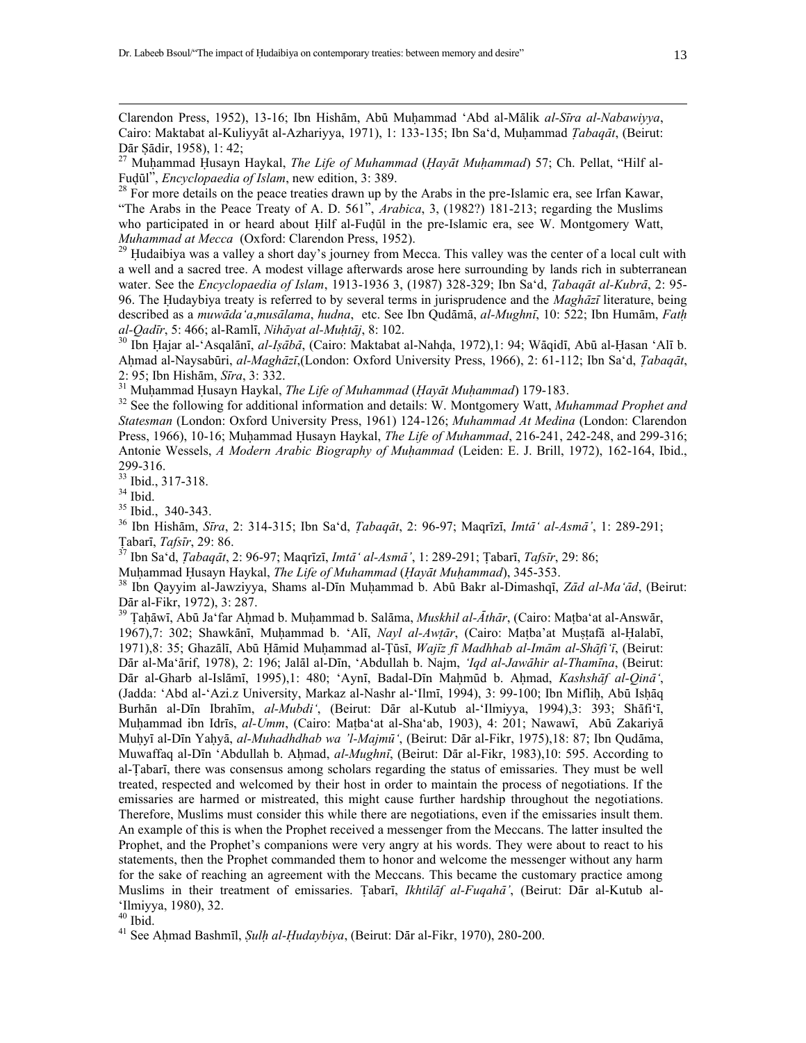Clarendon Press, 1952), 13-16; Ibn Hishām, Abū Muḥammad ʻAbd al-Mālik *al-Sīra al-Nabawiyya*, Cairo: Maktabat al-Kuliyyāt al-Azhariyya, 1971), 1: 133-135; Ibn Saʻd, Muḥammad *Ṭabaqāt*, (Beirut: Dār Ṣādir, 1958), 1: 42;

[27] Muḥammad Ḥusayn Haykal, *The Life of Muhammad* (*Ḥayāt Muḥammad*) 57; Ch. Pellat, "Hilf al-Fuḍūl", *Encyclopaedia of Islam*, new edition, 3: 389.

[28] For more details on the peace treaties drawn up by the Arabs in the pre-Islamic era, see Irfan Kawar, "The Arabs in the Peace Treaty of A. D. 561", *Arabica*, 3, (1982?) 181-213; regarding the Muslims who participated in or heard about Ḥilf al-Fuḍūl in the pre-Islamic era, see W. Montgomery Watt, *Muhammad at Mecca* (Oxford: Clarendon Press, 1952).

[29] Ḥudaibiya was a valley a short day's journey from Mecca. This valley was the center of a local cult with a well and a sacred tree. A modest village afterwards arose here surrounding by lands rich in subterranean water. See the *Encyclopaedia of Islam*, 1913-1936 3, (1987) 328-329; Ibn Saʻd, *Ṭabaqāt al-Kubrā*, 2: 95-96. The Ḥudaybiya treaty is referred to by several terms in jurisprudence and the *Maghāzī* literature, being described as a *muwādaʻa*,*musālama*, *hudna*, etc. See Ibn Qudāmā, *al-Mughnī*, 10: 522; Ibn Humām, *Fatḥ al-Qadīr*, 5: 466; al-Ramlī, *Nihāyat al-Muḥtāj*, 8: 102.

[30] Ibn Ḥajar al-ʻAsqalānī, *al-Iṣābā*, (Cairo: Maktabat al-Nahḍa, 1972),1: 94; Wāqidī, Abū al-Ḥasan ʻAlī b. Aḥmad al-Naysabūri, *al-Maghāzī*,(London: Oxford University Press, 1966), 2: 61-112; Ibn Saʻd, *Ṭabaqāt*, 2: 95; Ibn Hishām, *Sīra*, 3: 332.

[31] Muḥammad Ḥusayn Haykal, *The Life of Muhammad* (*Ḥayāt Muḥammad*) 179-183.

[32] See the following for additional information and details: W. Montgomery Watt, *Muhammad Prophet and Statesman* (London: Oxford University Press, 1961) 124-126; *Muhammad At Medina* (London: Clarendon Press, 1966), 10-16; Muḥammad Ḥusayn Haykal, *The Life of Muhammad*, 216-241, 242-248, and 299-316; Antonie Wessels, *A Modern Arabic Biography of Muḥammad* (Leiden: E. J. Brill, 1972), 162-164, Ibid., 299-316.

[33] Ibid., 317-318.

[34] Ibid.

[35] Ibid., 340-343.

[36] Ibn Hishām, *Sīra*, 2: 314-315; Ibn Saʻd, *Ṭabaqāt*, 2: 96-97; Maqrīzī, *Imtāʻ al-Asmāʼ*, 1: 289-291; Ṭabarī, *Tafsīr*, 29: 86.

[37] Ibn Saʻd, *Ṭabaqāt*, 2: 96-97; Maqrīzī, *Imtāʻ al-Asmāʼ*, 1: 289-291; Ṭabarī, *Tafsīr*, 29: 86; Muḥammad Ḥusayn Haykal, *The Life of Muhammad* (*Ḥayāt Muḥammad*), 345-353.

[38] Ibn Qayyim al-Jawziyya, Shams al-Dīn Muḥammad b. Abū Bakr al-Dimashqī, *Zād al-Maʻād*, (Beirut: Dār al-Fikr, 1972), 3: 287.

[39] Ṭaḥāwī, Abū Jaʻfar Aḥmad b. Muḥammad b. Salāma, *Muskhil al-Āthār*, (Cairo: Maṭbaʻat al-Answār, 1967),7: 302; Shawkānī, Muḥammad b. ʻAlī, *Nayl al-Awṭār*, (Cairo: Maṭbaʼat Muṣṭafā al-Ḥalabī, 1971),8: 35; Ghazālī, Abū Ḥāmid Muḥammad al-Ṭūsī, *Wajīz fī Madhhab al-Imām al-Shāfiʻī*, (Beirut: Dār al-Maʻārif, 1978), 2: 196; Jalāl al-Dīn, ʻAbdullah b. Najm, *ʻIqd al-Jawāhir al-Thamīna*, (Beirut: Dār al-Gharb al-Islāmī, 1995),1: 480; ʻAynī, Badal-Dīn Maḥmūd b. Aḥmad, *Kashshāf al-Qināʻ*, (Jadda: ʻAbd al-ʻAzi.z University, Markaz al-Nashr al-ʻIlmī, 1994), 3: 99-100; Ibn Mifliḥ, Abū Isḥāq Burhān al-Dīn Ibrahīm, *al-Mubdiʻ*, (Beirut: Dār al-Kutub al-ʻIlmiyya, 1994),3: 393; Shāfiʻī, Muḥammad ibn Idrīs, *al-Umm*, (Cairo: Maṭbaʻat al-Shaʻab, 1903), 4: 201; Nawawī, Abū Zakariyā Muḥyī al-Dīn Yaḥyā, *al-Muhadhdhab wa ʼl-Majmūʻ*, (Beirut: Dār al-Fikr, 1975),18: 87; Ibn Qudāma, Muwaffaq al-Dīn ʻAbdullah b. Aḥmad, *al-Mughnī*, (Beirut: Dār al-Fikr, 1983),10: 595. According to al-Ṭabarī, there was consensus among scholars regarding the status of emissaries. They must be well treated, respected and welcomed by their host in order to maintain the process of negotiations. If the emissaries are harmed or mistreated, this might cause further hardship throughout the negotiations. Therefore, Muslims must consider this while there are negotiations, even if the emissaries insult them. An example of this is when the Prophet received a messenger from the Meccans. The latter insulted the Prophet, and the Prophet's companions were very angry at his words. They were about to react to his statements, then the Prophet commanded them to honor and welcome the messenger without any harm for the sake of reaching an agreement with the Meccans. This became the customary practice among Muslims in their treatment of emissaries. Ṭabarī, *Ikhtilāf al-Fuqahāʼ*, (Beirut: Dār al-Kutub al-ʻIlmiyya, 1980), 32.

[40] Ibid.

[41] See Aḥmad Bashmīl, *Ṣulḥ al-Ḥudaybiya*, (Beirut: Dār al-Fikr, 1970), 280-200.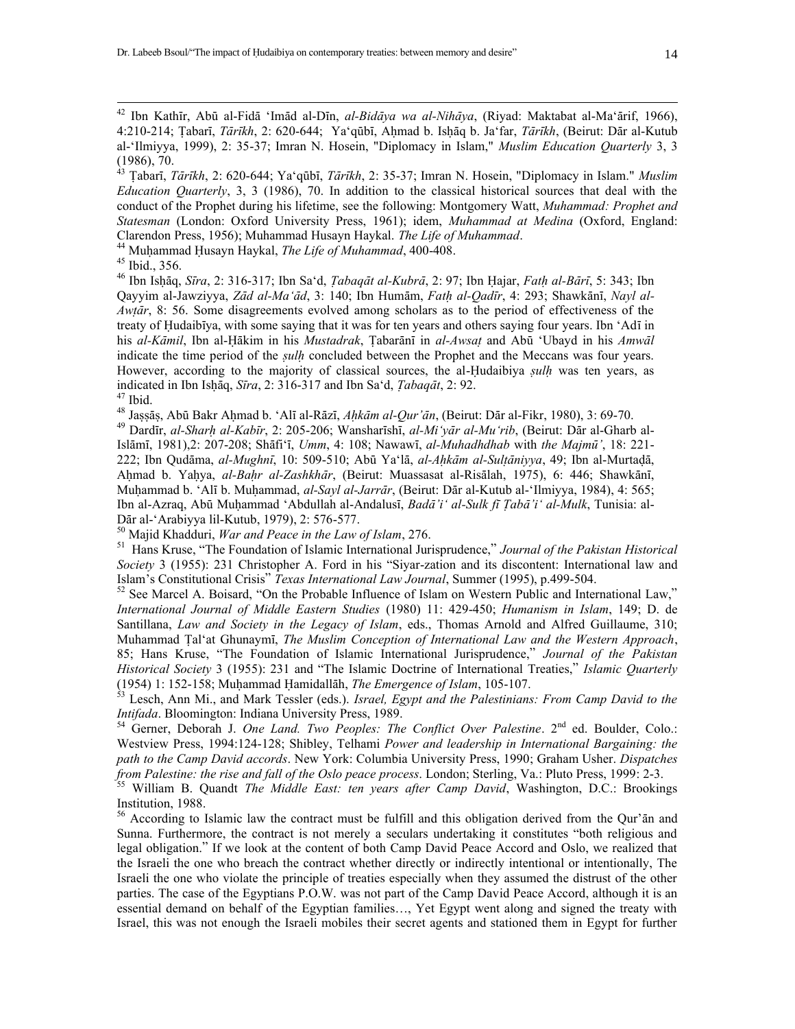[42] Ibn Kathīr, Abū al-Fidā ʻImād al-Dīn, *al-Bidāya wa al-Nihāya*, (Riyad: Maktabat al-Maʻārif, 1966), 4:210-214; Ṭabarī, *Tārīkh*, 2: 620-644; Yaʻqūbī, Aḥmad b. Isḥāq b. Jaʻfar, *Tārīkh*, (Beirut: Dār al-Kutub al-ʻIlmiyya, 1999), 2: 35-37; Imran N. Hosein, "Diplomacy in Islam," *Muslim Education Quarterly* 3, 3 (1986), 70.

[43] Ṭabarī, *Tārīkh*, 2: 620-644; Yaʻqūbī, *Tārīkh*, 2: 35-37; Imran N. Hosein, "Diplomacy in Islam." *Muslim Education Quarterly*, 3, 3 (1986), 70. In addition to the classical historical sources that deal with the conduct of the Prophet during his lifetime, see the following: Montgomery Watt, *Muhammad: Prophet and Statesman* (London: Oxford University Press, 1961); idem, *Muhammad at Medina* (Oxford, England: Clarendon Press, 1956); Muhammad Husayn Haykal. *The Life of Muhammad*.

[44] Muḥammad Ḥusayn Haykal, *The Life of Muhammad*, 400-408.

[45] Ibid., 356.

[46] Ibn Isḥāq, *Sīra*, 2: 316-317; Ibn Saʻd, *Ṭabaqāt al-Kubrā*, 2: 97; Ibn Ḥajar, *Fatḥ al-Bārī*, 5: 343; Ibn Qayyim al-Jawziyya, *Zād al-Maʻād*, 3: 140; Ibn Humām, *Fatḥ al-Qadīr*, 4: 293; Shawkānī, *Nayl al-Awṭār*, 8: 56. Some disagreements evolved among scholars as to the period of effectiveness of the treaty of Ḥudaibīya, with some saying that it was for ten years and others saying four years. Ibn ʻAdī in his *al-Kāmil*, Ibn al-Ḥākim in his *Mustadrak*, Ṭabarānī in *al-Awsaṭ* and Abū ʻUbayd in his *Amwāl* indicate the time period of the *ṣulḥ* concluded between the Prophet and the Meccans was four years. However, according to the majority of classical sources, the al-Ḥudaibiya *ṣulḥ* was ten years, as indicated in Ibn Isḥāq, *Sīra*, 2: 316-317 and Ibn Saʻd, *Ṭabaqāt*, 2: 92.

[47] Ibid.

[48] Jaṣṣāṣ, Abū Bakr Aḥmad b. ʻAlī al-Rāzī, *Aḥkām al-Qur'ān*, (Beirut: Dār al-Fikr, 1980), 3: 69-70.

[49] Dardīr, *al-Sharḥ al-Kabīr*, 2: 205-206; Wansharīshī, *al-Miʻyār al-Muʻrib*, (Beirut: Dār al-Gharb al-Islāmī, 1981),2: 207-208; Shāfiʻī, *Umm*, 4: 108; Nawawī, *al-Muhadhdhab* with *the Majmūʻ*, 18: 221-222; Ibn Qudāma, *al-Mughnī*, 10: 509-510; Abū Yaʻlā, *al-Aḥkām al-Sulṭāniyya*, 49; Ibn al-Murtaḍā, Aḥmad b. Yaḥya, *al-Baḥr al-Zashkhār*, (Beirut: Muassasat al-Risālah, 1975), 6: 446; Shawkānī, Muḥammad b. ʻAlī b. Muḥammad, *al-Sayl al-Jarrār*, (Beirut: Dār al-Kutub al-ʻIlmiyya, 1984), 4: 565; Ibn al-Azraq, Abū Muḥammad ʻAbdullah al-Andalusī, *Badāʼiʻ al-Sulk fī Ṭabāʼiʻ al-Mulk*, Tunisia: al-Dār al-ʻArabiyya lil-Kutub, 1979), 2: 576-577.

[50] Majid Khadduri, *War and Peace in the Law of Islam*, 276.

[51] Hans Kruse, "The Foundation of Islamic International Jurisprudence," *Journal of the Pakistan Historical Society* 3 (1955): 231 Christopher A. Ford in his "Siyar-zation and its discontent: International law and Islam's Constitutional Crisis" *Texas International Law Journal*, Summer (1995), p.499-504.

[52] See Marcel A. Boisard, "On the Probable Influence of Islam on Western Public and International Law," *International Journal of Middle Eastern Studies* (1980) 11: 429-450; *Humanism in Islam*, 149; D. de Santillana, *Law and Society in the Legacy of Islam*, eds., Thomas Arnold and Alfred Guillaume, 310; Muhammad Ṭalʻat Ghunaymī, *The Muslim Conception of International Law and the Western Approach*, 85; Hans Kruse, "The Foundation of Islamic International Jurisprudence," *Journal of the Pakistan Historical Society* 3 (1955): 231 and "The Islamic Doctrine of International Treaties," *Islamic Quarterly* (1954) 1: 152-158; Muḥammad Ḥamidallāh, *The Emergence of Islam*, 105-107.

[53] Lesch, Ann Mi., and Mark Tessler (eds.). *Israel, Egypt and the Palestinians: From Camp David to the Intifada*. Bloomington: Indiana University Press, 1989.

[54] Gerner, Deborah J. *One Land. Two Peoples: The Conflict Over Palestine*. 2nd ed. Boulder, Colo.: Westview Press, 1994:124-128; Shibley, Telhami *Power and leadership in International Bargaining: the path to the Camp David accords*. New York: Columbia University Press, 1990; Graham Usher. *Dispatches from Palestine: the rise and fall of the Oslo peace process*. London; Sterling, Va.: Pluto Press, 1999: 2-3.

[55] William B. Quandt *The Middle East: ten years after Camp David*, Washington, D.C.: Brookings Institution, 1988.

[56] According to Islamic law the contract must be fulfill and this obligation derived from the Qur'ān and Sunna. Furthermore, the contract is not merely a seculars undertaking it constitutes "both religious and legal obligation." If we look at the content of both Camp David Peace Accord and Oslo, we realized that the Israeli the one who breach the contract whether directly or indirectly intentional or intentionally, The Israeli the one who violate the principle of treaties especially when they assumed the distrust of the other parties. The case of the Egyptians P.O.W. was not part of the Camp David Peace Accord, although it is an essential demand on behalf of the Egyptian families…, Yet Egypt went along and signed the treaty with Israel, this was not enough the Israeli mobiles their secret agents and stationed them in Egypt for further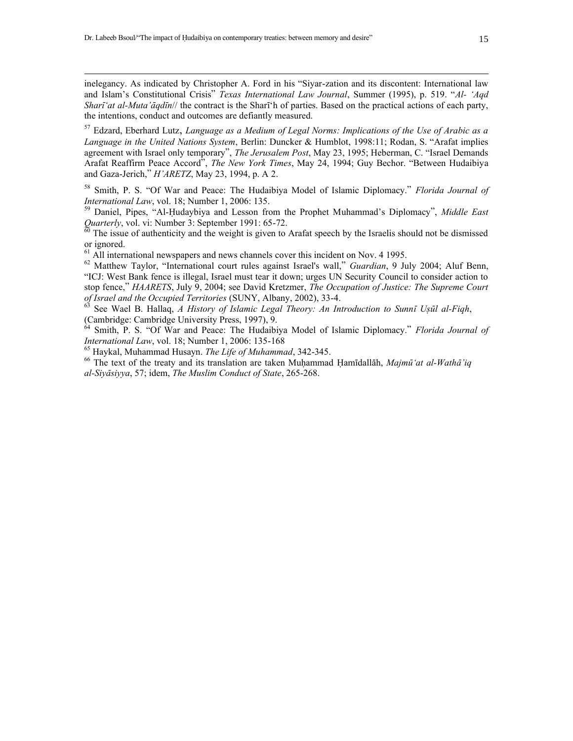inelegancy. As indicated by Christopher A. Ford in his "Siyar-zation and its discontent: International law and Islam's Constitutional Crisis" *Texas International Law Journal*, Summer (1995), p. 519. "*Al- 'Aqd Sharī'at al-Muta'āqdīn*// the contract is the Sharī'h of parties. Based on the practical actions of each party, the intentions, conduct and outcomes are defiantly measured.

[57] Edzard, Eberhard Lutz, *Language as a Medium of Legal Norms: Implications of the Use of Arabic as a Language in the United Nations System*, Berlin: Duncker & Humblot, 1998:11; Rodan, S. "Arafat implies agreement with Israel only temporary", *The Jerusalem Post*, May 23, 1995; Heberman, C. "Israel Demands Arafat Reaffirm Peace Accord", *The New York Times*, May 24, 1994; Guy Bechor. "Between Hudaibiya and Gaza-Jerich," *H'ARETZ*, May 23, 1994, p. A 2.

[58] Smith, P. S. "Of War and Peace: The Hudaibiya Model of Islamic Diplomacy." *Florida Journal of International Law*, vol. 18; Number 1, 2006: 135.

[59] Daniel, Pipes, "Al-Ḥudaybiya and Lesson from the Prophet Muhammad's Diplomacy", *Middle East Quarterly*, vol. vi: Number 3: September 1991: 65-72.

[60] The issue of authenticity and the weight is given to Arafat speech by the Israelis should not be dismissed or ignored.

[61] All international newspapers and news channels cover this incident on Nov. 4 1995.

[62] Matthew Taylor, "International court rules against Israel's wall," *Guardian*, 9 July 2004; Aluf Benn, "ICJ: West Bank fence is illegal, Israel must tear it down; urges UN Security Council to consider action to stop fence," *HAARETS*, July 9, 2004; see David Kretzmer, *The Occupation of Justice: The Supreme Court of Israel and the Occupied Territories* (SUNY, Albany, 2002), 33-4.

[63] See Wael B. Hallaq, *A History of Islamic Legal Theory: An Introduction to Sunnī Uṣūl al-Fiqh*, (Cambridge: Cambridge University Press, 1997), 9.

[64] Smith, P. S. "Of War and Peace: The Hudaibiya Model of Islamic Diplomacy." *Florida Journal of International Law*, vol. 18; Number 1, 2006: 135-168

[65] Haykal, Muhammad Husayn. *The Life of Muhammad*, 342-345.

[66] The text of the treaty and its translation are taken Muḥammad Ḥamīdallāh, *Majmū'at al-Wathā'iq al-Siyāsiyya*, 57; idem, *The Muslim Conduct of State*, 265-268.